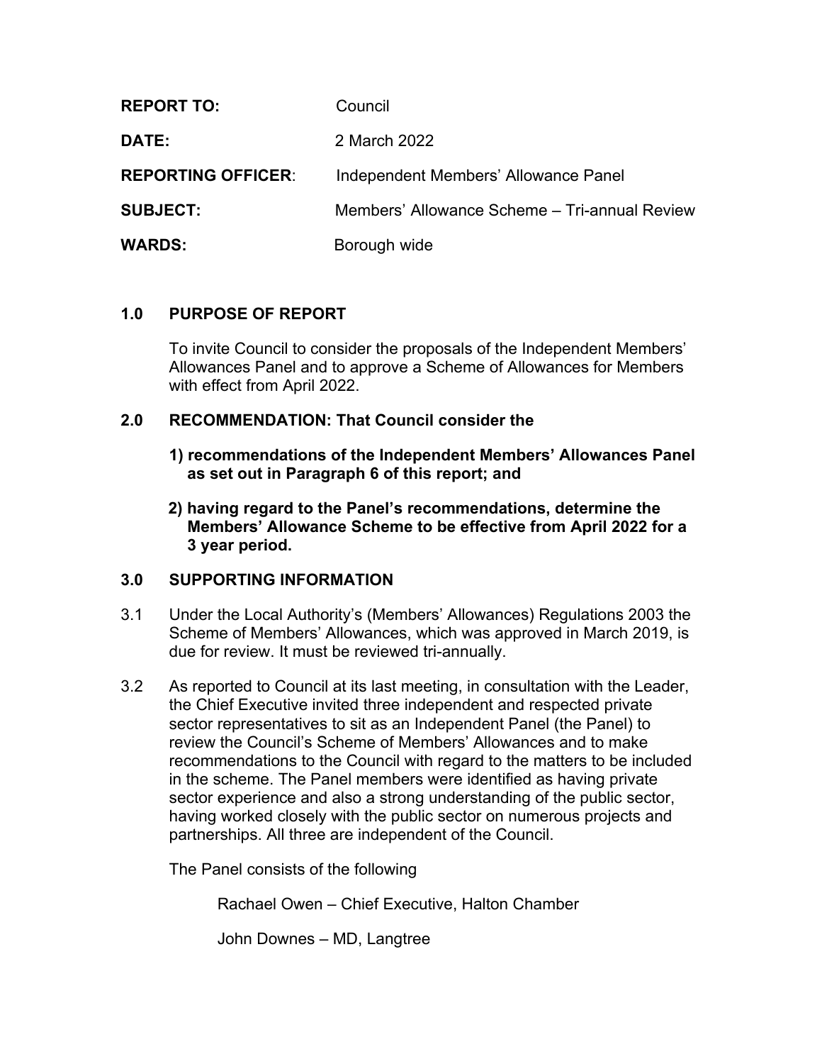| | |
|---|---|
| **REPORT TO:** | Council |
| **DATE:** | 2 March 2022 |
| **REPORTING OFFICER**: | Independent Members' Allowance Panel |
| **SUBJECT:** | Members' Allowance Scheme – Tri-annual Review |
| **WARDS:** | Borough wide |

## 1.0 PURPOSE OF REPORT

To invite Council to consider the proposals of the Independent Members' Allowances Panel and to approve a Scheme of Allowances for Members with effect from April 2022.

## 2.0 RECOMMENDATION: That Council consider the

**1) recommendations of the Independent Members' Allowances Panel as set out in Paragraph 6 of this report; and**

**2) having regard to the Panel's recommendations, determine the Members' Allowance Scheme to be effective from April 2022 for a 3 year period.**

## 3.0 SUPPORTING INFORMATION

3.1 Under the Local Authority's (Members' Allowances) Regulations 2003 the Scheme of Members' Allowances, which was approved in March 2019, is due for review. It must be reviewed tri-annually.

3.2 As reported to Council at its last meeting, in consultation with the Leader, the Chief Executive invited three independent and respected private sector representatives to sit as an Independent Panel (the Panel) to review the Council's Scheme of Members' Allowances and to make recommendations to the Council with regard to the matters to be included in the scheme. The Panel members were identified as having private sector experience and also a strong understanding of the public sector, having worked closely with the public sector on numerous projects and partnerships. All three are independent of the Council.

The Panel consists of the following

Rachael Owen – Chief Executive, Halton Chamber

John Downes – MD, Langtree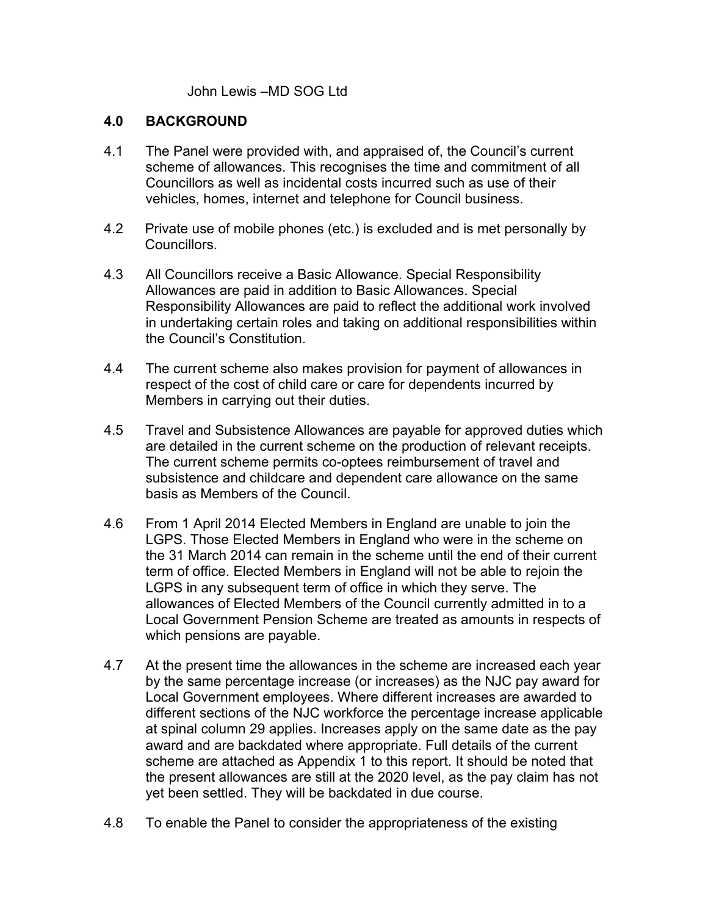John Lewis –MD SOG Ltd

## 4.0 BACKGROUND

4.1 The Panel were provided with, and appraised of, the Council's current scheme of allowances. This recognises the time and commitment of all Councillors as well as incidental costs incurred such as use of their vehicles, homes, internet and telephone for Council business.

4.2 Private use of mobile phones (etc.) is excluded and is met personally by Councillors.

4.3 All Councillors receive a Basic Allowance. Special Responsibility Allowances are paid in addition to Basic Allowances. Special Responsibility Allowances are paid to reflect the additional work involved in undertaking certain roles and taking on additional responsibilities within the Council's Constitution.

4.4 The current scheme also makes provision for payment of allowances in respect of the cost of child care or care for dependents incurred by Members in carrying out their duties.

4.5 Travel and Subsistence Allowances are payable for approved duties which are detailed in the current scheme on the production of relevant receipts. The current scheme permits co-optees reimbursement of travel and subsistence and childcare and dependent care allowance on the same basis as Members of the Council.

4.6 From 1 April 2014 Elected Members in England are unable to join the LGPS. Those Elected Members in England who were in the scheme on the 31 March 2014 can remain in the scheme until the end of their current term of office. Elected Members in England will not be able to rejoin the LGPS in any subsequent term of office in which they serve. The allowances of Elected Members of the Council currently admitted in to a Local Government Pension Scheme are treated as amounts in respects of which pensions are payable.

4.7 At the present time the allowances in the scheme are increased each year by the same percentage increase (or increases) as the NJC pay award for Local Government employees. Where different increases are awarded to different sections of the NJC workforce the percentage increase applicable at spinal column 29 applies. Increases apply on the same date as the pay award and are backdated where appropriate. Full details of the current scheme are attached as Appendix 1 to this report. It should be noted that the present allowances are still at the 2020 level, as the pay claim has not yet been settled. They will be backdated in due course.

4.8 To enable the Panel to consider the appropriateness of the existing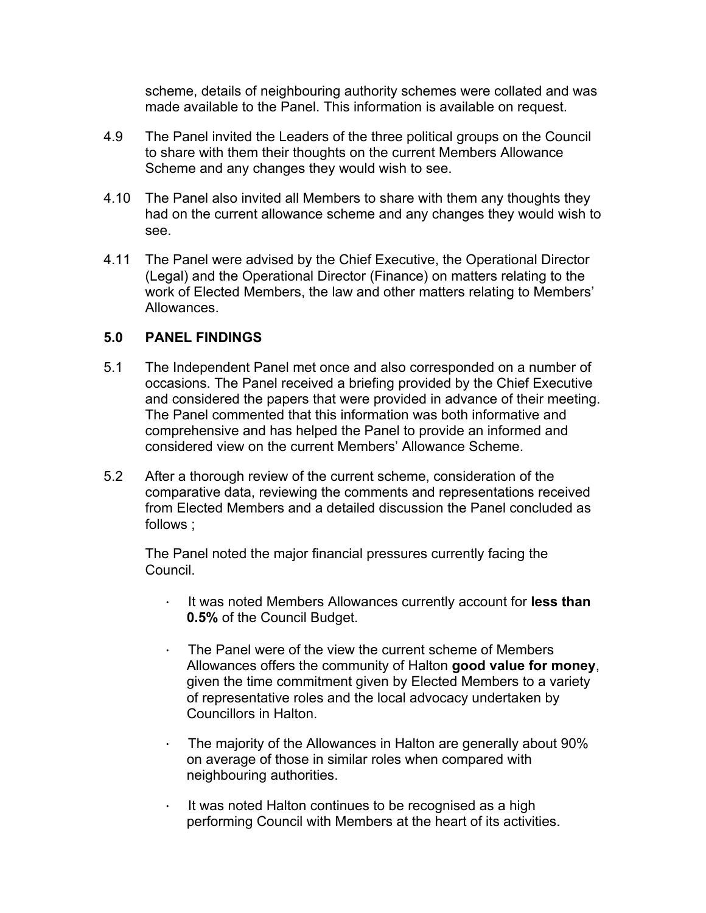scheme, details of neighbouring authority schemes were collated and was made available to the Panel. This information is available on request.

4.9 The Panel invited the Leaders of the three political groups on the Council to share with them their thoughts on the current Members Allowance Scheme and any changes they would wish to see.

4.10 The Panel also invited all Members to share with them any thoughts they had on the current allowance scheme and any changes they would wish to see.

4.11 The Panel were advised by the Chief Executive, the Operational Director (Legal) and the Operational Director (Finance) on matters relating to the work of Elected Members, the law and other matters relating to Members' Allowances.

## 5.0 PANEL FINDINGS

5.1 The Independent Panel met once and also corresponded on a number of occasions. The Panel received a briefing provided by the Chief Executive and considered the papers that were provided in advance of their meeting. The Panel commented that this information was both informative and comprehensive and has helped the Panel to provide an informed and considered view on the current Members' Allowance Scheme.

5.2 After a thorough review of the current scheme, consideration of the comparative data, reviewing the comments and representations received from Elected Members and a detailed discussion the Panel concluded as follows ;

The Panel noted the major financial pressures currently facing the Council.

- It was noted Members Allowances currently account for **less than 0.5%** of the Council Budget.
- The Panel were of the view the current scheme of Members Allowances offers the community of Halton **good value for money**, given the time commitment given by Elected Members to a variety of representative roles and the local advocacy undertaken by Councillors in Halton.
- The majority of the Allowances in Halton are generally about 90% on average of those in similar roles when compared with neighbouring authorities.
- It was noted Halton continues to be recognised as a high performing Council with Members at the heart of its activities.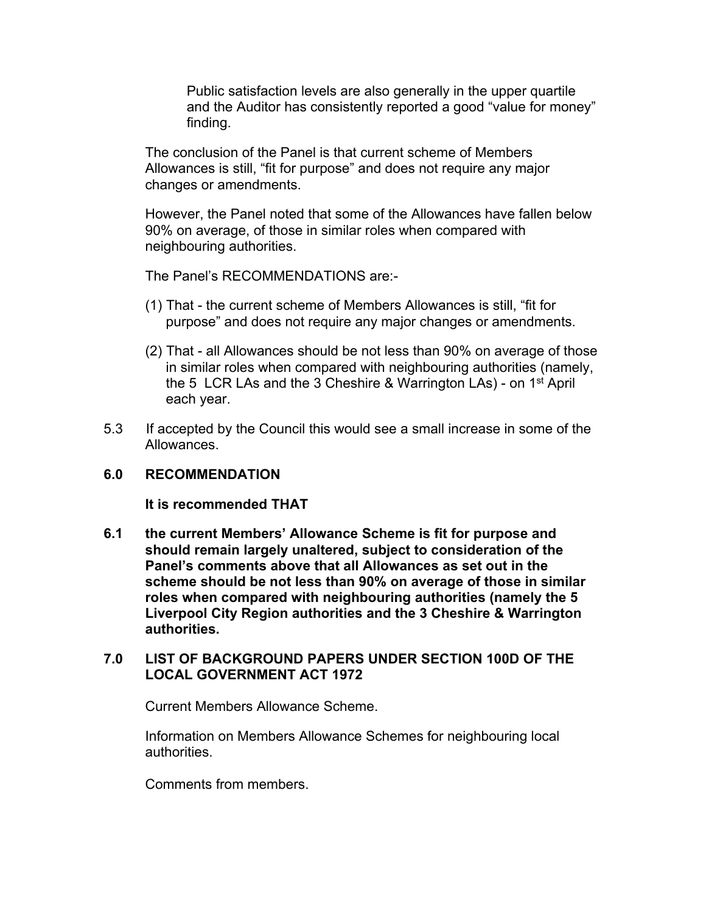Public satisfaction levels are also generally in the upper quartile and the Auditor has consistently reported a good "value for money" finding.

The conclusion of the Panel is that current scheme of Members Allowances is still, "fit for purpose" and does not require any major changes or amendments.

However, the Panel noted that some of the Allowances have fallen below 90% on average, of those in similar roles when compared with neighbouring authorities.

The Panel's RECOMMENDATIONS are:-

(1) That - the current scheme of Members Allowances is still, "fit for purpose" and does not require any major changes or amendments.

(2) That - all Allowances should be not less than 90% on average of those in similar roles when compared with neighbouring authorities (namely, the 5 LCR LAs and the 3 Cheshire & Warrington LAs) - on 1st April each year.

5.3 If accepted by the Council this would see a small increase in some of the Allowances.

## 6.0 RECOMMENDATION

**It is recommended THAT**

**6.1 the current Members' Allowance Scheme is fit for purpose and should remain largely unaltered, subject to consideration of the Panel's comments above that all Allowances as set out in the scheme should be not less than 90% on average of those in similar roles when compared with neighbouring authorities (namely the 5 Liverpool City Region authorities and the 3 Cheshire & Warrington authorities.**

## 7.0 LIST OF BACKGROUND PAPERS UNDER SECTION 100D OF THE LOCAL GOVERNMENT ACT 1972

Current Members Allowance Scheme.

Information on Members Allowance Schemes for neighbouring local authorities.

Comments from members.